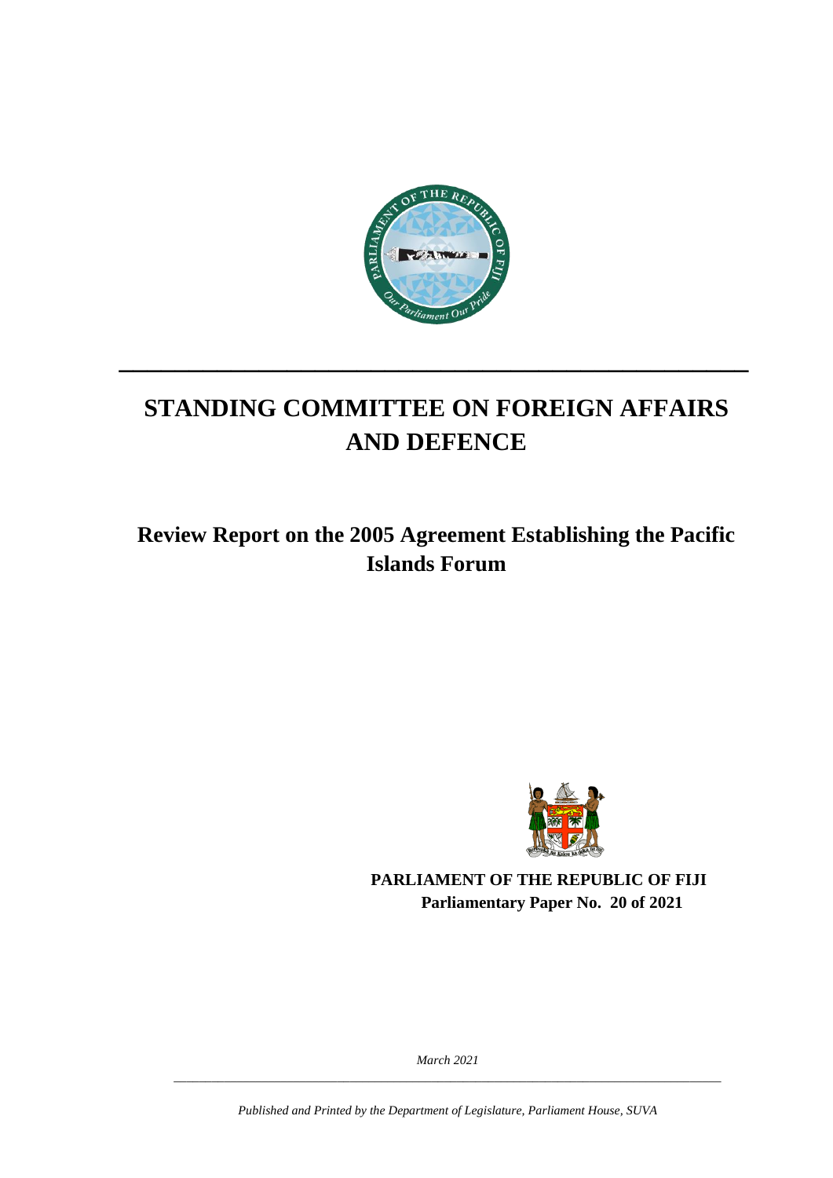# STANDING COMMITTEE ON FOREIGN AFFAIRS AND DEFENCE

## Review Report on the 2005 Agreement Establishing the Pacific Islands Forum

**PARLIAMENT OF THE REPUBLIC OF FIJI**
**Parliamentary Paper No. 20 of 2021**

*March 2021*

*Published and Printed by the Department of Legislature, Parliament House, SUVA*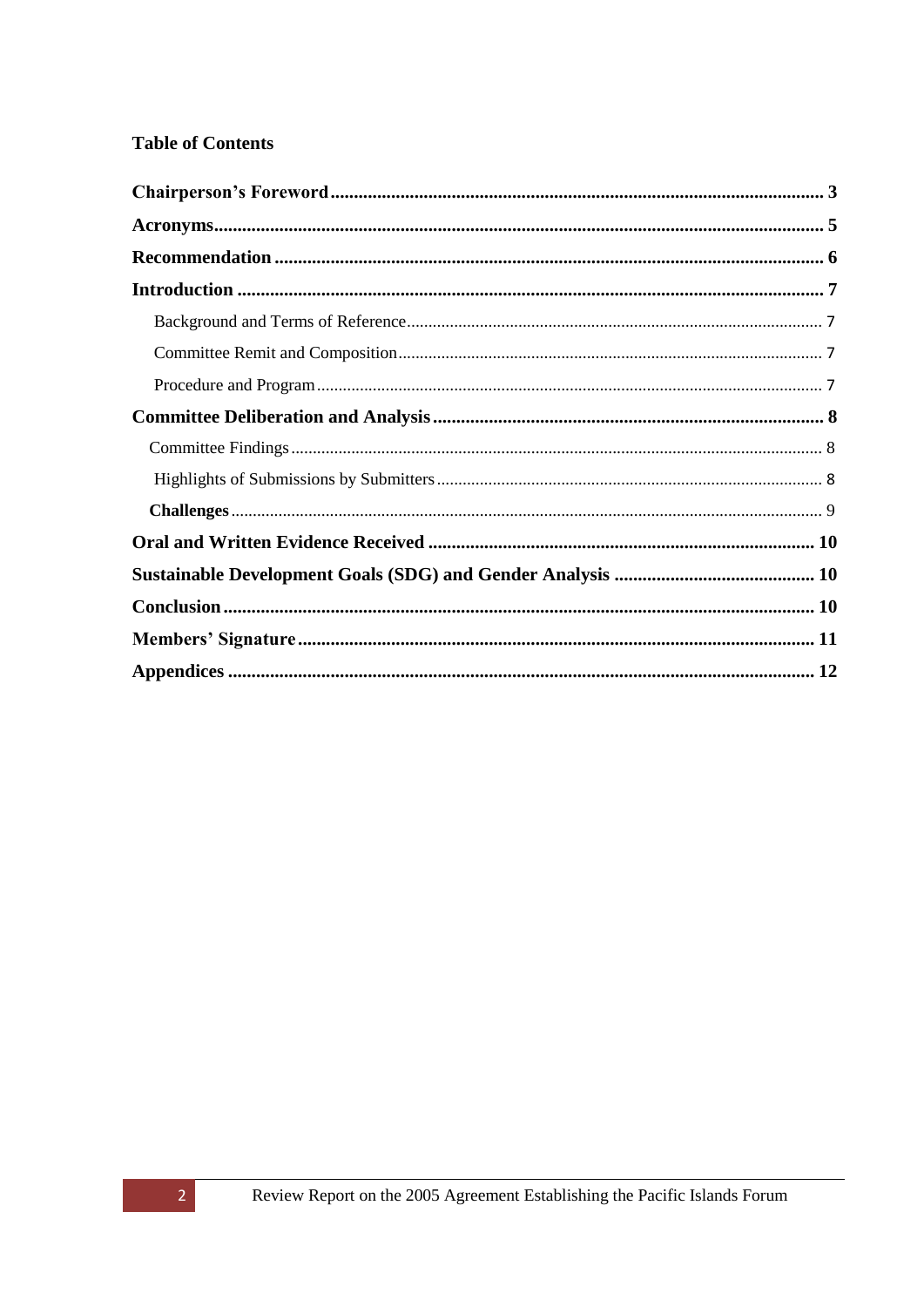**Table of Contents**

**Chairperson's Foreword** .......... **3**

**Acronyms** .......... **5**

**Recommendation** .......... **6**

**Introduction** .......... **7**

- Background and Terms of Reference .......... 7
- Committee Remit and Composition .......... 7
- Procedure and Program .......... 7

**Committee Deliberation and Analysis** .......... **8**

- Committee Findings .......... 8
- Highlights of Submissions by Submitters .......... 8
- **Challenges** .......... 9

**Oral and Written Evidence Received** .......... **10**

**Sustainable Development Goals (SDG) and Gender Analysis** .......... **10**

**Conclusion** .......... **10**

**Members' Signature** .......... **11**

**Appendices** .......... **12**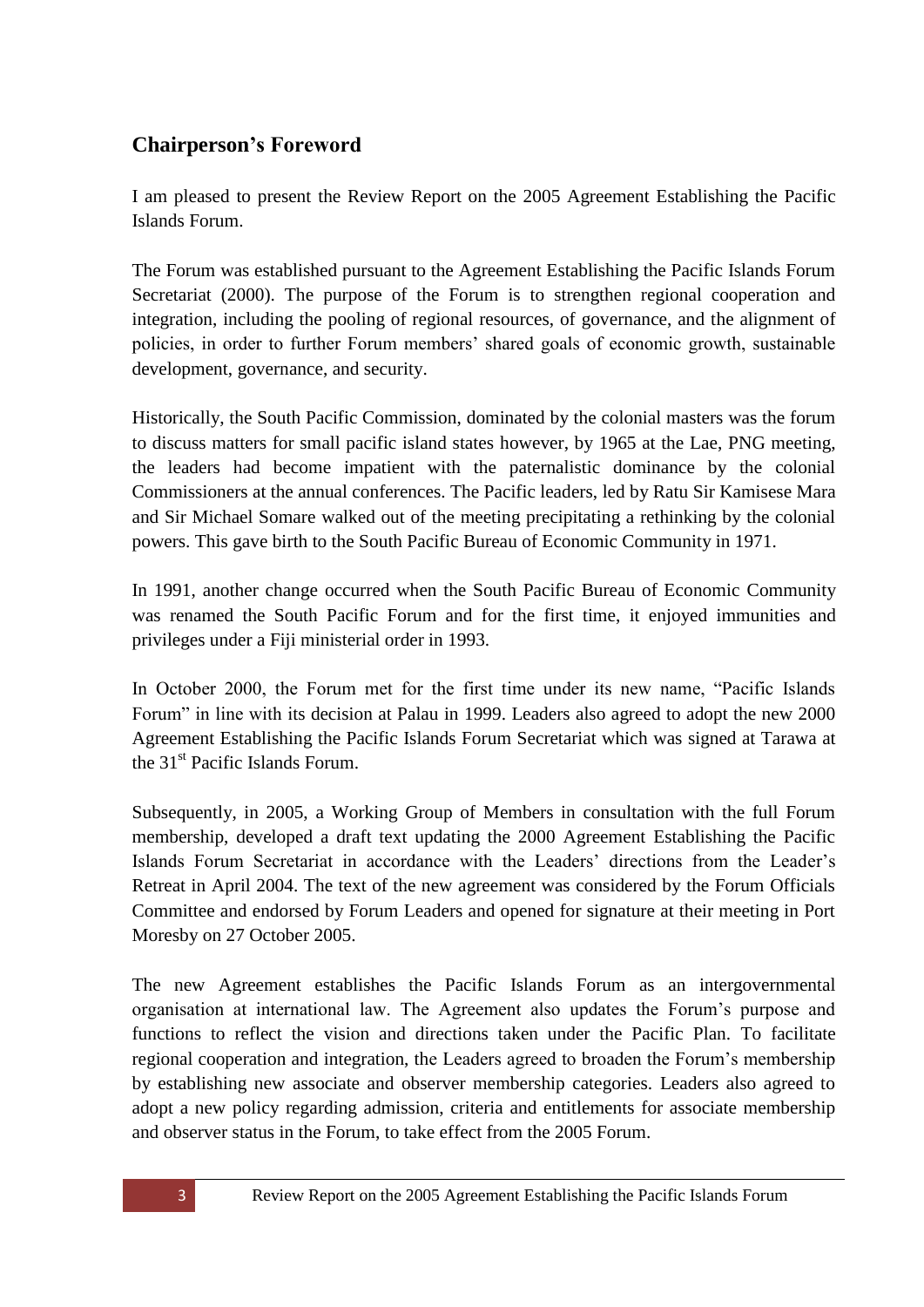## Chairperson's Foreword

I am pleased to present the Review Report on the 2005 Agreement Establishing the Pacific Islands Forum.

The Forum was established pursuant to the Agreement Establishing the Pacific Islands Forum Secretariat (2000). The purpose of the Forum is to strengthen regional cooperation and integration, including the pooling of regional resources, of governance, and the alignment of policies, in order to further Forum members' shared goals of economic growth, sustainable development, governance, and security.

Historically, the South Pacific Commission, dominated by the colonial masters was the forum to discuss matters for small pacific island states however, by 1965 at the Lae, PNG meeting, the leaders had become impatient with the paternalistic dominance by the colonial Commissioners at the annual conferences. The Pacific leaders, led by Ratu Sir Kamisese Mara and Sir Michael Somare walked out of the meeting precipitating a rethinking by the colonial powers. This gave birth to the South Pacific Bureau of Economic Community in 1971.

In 1991, another change occurred when the South Pacific Bureau of Economic Community was renamed the South Pacific Forum and for the first time, it enjoyed immunities and privileges under a Fiji ministerial order in 1993.

In October 2000, the Forum met for the first time under its new name, "Pacific Islands Forum" in line with its decision at Palau in 1999. Leaders also agreed to adopt the new 2000 Agreement Establishing the Pacific Islands Forum Secretariat which was signed at Tarawa at the 31st Pacific Islands Forum.

Subsequently, in 2005, a Working Group of Members in consultation with the full Forum membership, developed a draft text updating the 2000 Agreement Establishing the Pacific Islands Forum Secretariat in accordance with the Leaders' directions from the Leader's Retreat in April 2004. The text of the new agreement was considered by the Forum Officials Committee and endorsed by Forum Leaders and opened for signature at their meeting in Port Moresby on 27 October 2005.

The new Agreement establishes the Pacific Islands Forum as an intergovernmental organisation at international law. The Agreement also updates the Forum's purpose and functions to reflect the vision and directions taken under the Pacific Plan. To facilitate regional cooperation and integration, the Leaders agreed to broaden the Forum's membership by establishing new associate and observer membership categories. Leaders also agreed to adopt a new policy regarding admission, criteria and entitlements for associate membership and observer status in the Forum, to take effect from the 2005 Forum.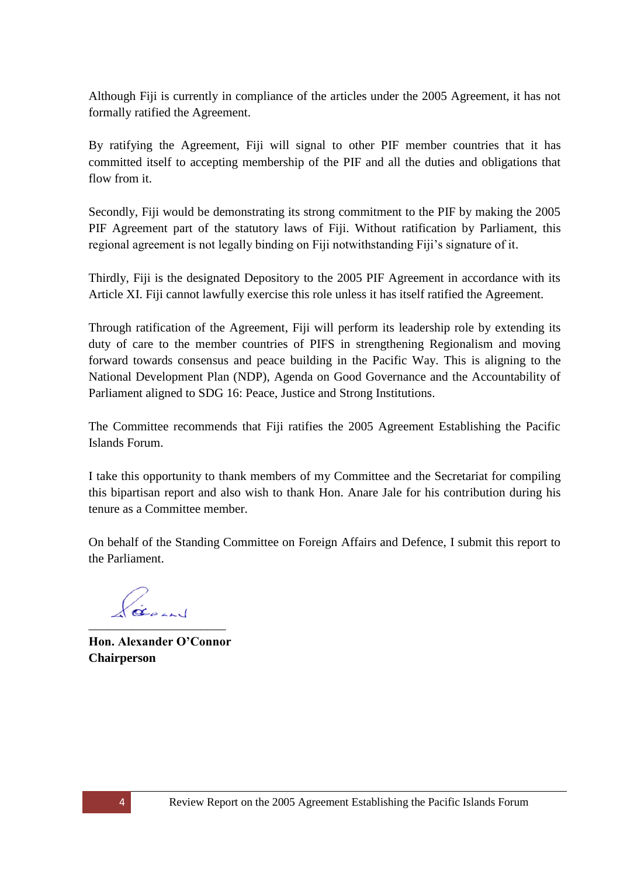Although Fiji is currently in compliance of the articles under the 2005 Agreement, it has not formally ratified the Agreement.

By ratifying the Agreement, Fiji will signal to other PIF member countries that it has committed itself to accepting membership of the PIF and all the duties and obligations that flow from it.

Secondly, Fiji would be demonstrating its strong commitment to the PIF by making the 2005 PIF Agreement part of the statutory laws of Fiji. Without ratification by Parliament, this regional agreement is not legally binding on Fiji notwithstanding Fiji's signature of it.

Thirdly, Fiji is the designated Depository to the 2005 PIF Agreement in accordance with its Article XI. Fiji cannot lawfully exercise this role unless it has itself ratified the Agreement.

Through ratification of the Agreement, Fiji will perform its leadership role by extending its duty of care to the member countries of PIFS in strengthening Regionalism and moving forward towards consensus and peace building in the Pacific Way. This is aligning to the National Development Plan (NDP), Agenda on Good Governance and the Accountability of Parliament aligned to SDG 16: Peace, Justice and Strong Institutions.

The Committee recommends that Fiji ratifies the 2005 Agreement Establishing the Pacific Islands Forum.

I take this opportunity to thank members of my Committee and the Secretariat for compiling this bipartisan report and also wish to thank Hon. Anare Jale for his contribution during his tenure as a Committee member.

On behalf of the Standing Committee on Foreign Affairs and Defence, I submit this report to the Parliament.

______________________

**Hon. Alexander O'Connor**
**Chairperson**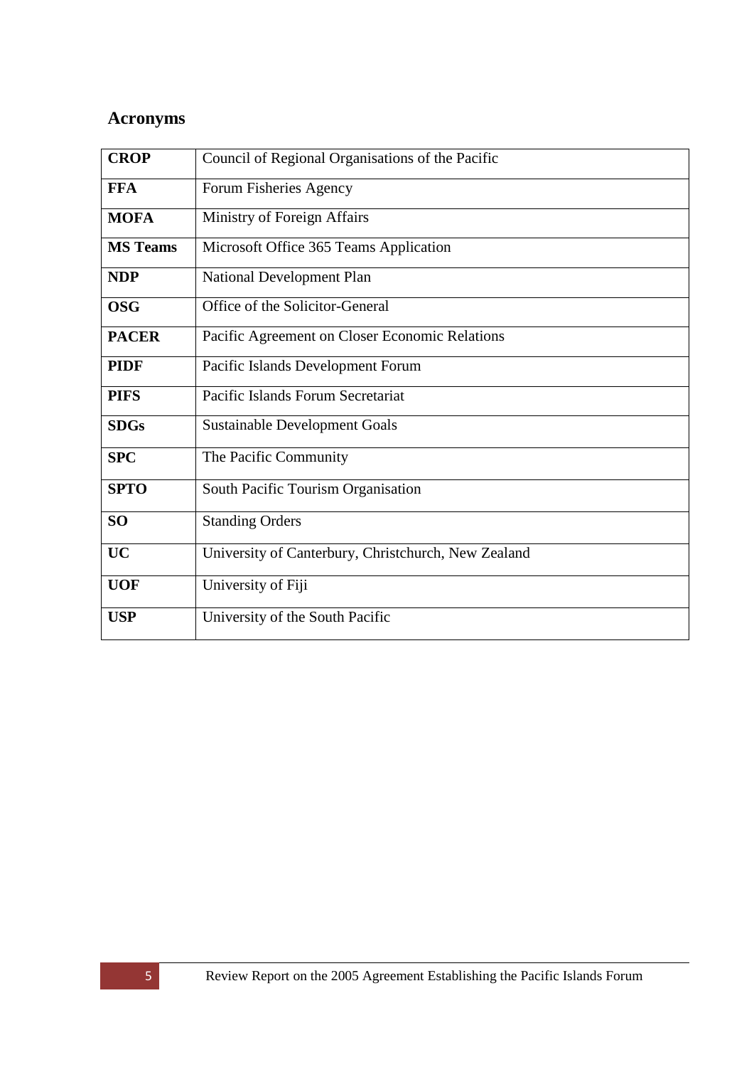## Acronyms

| | |
|---|---|
| **CROP** | Council of Regional Organisations of the Pacific |
| **FFA** | Forum Fisheries Agency |
| **MOFA** | Ministry of Foreign Affairs |
| **MS Teams** | Microsoft Office 365 Teams Application |
| **NDP** | National Development Plan |
| **OSG** | Office of the Solicitor-General |
| **PACER** | Pacific Agreement on Closer Economic Relations |
| **PIDF** | Pacific Islands Development Forum |
| **PIFS** | Pacific Islands Forum Secretariat |
| **SDGs** | Sustainable Development Goals |
| **SPC** | The Pacific Community |
| **SPTO** | South Pacific Tourism Organisation |
| **SO** | Standing Orders |
| **UC** | University of Canterbury, Christchurch, New Zealand |
| **UOF** | University of Fiji |
| **USP** | University of the South Pacific |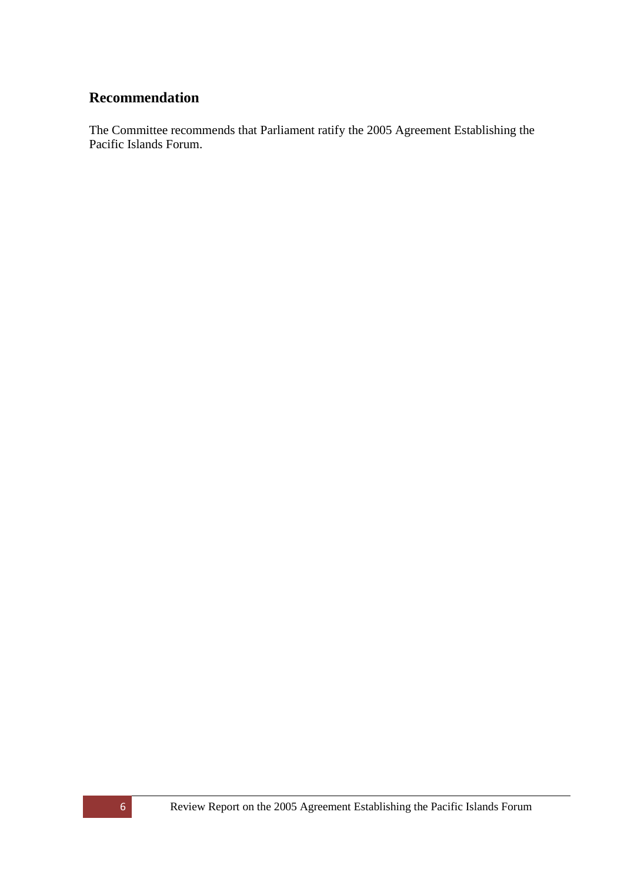## Recommendation

The Committee recommends that Parliament ratify the 2005 Agreement Establishing the Pacific Islands Forum.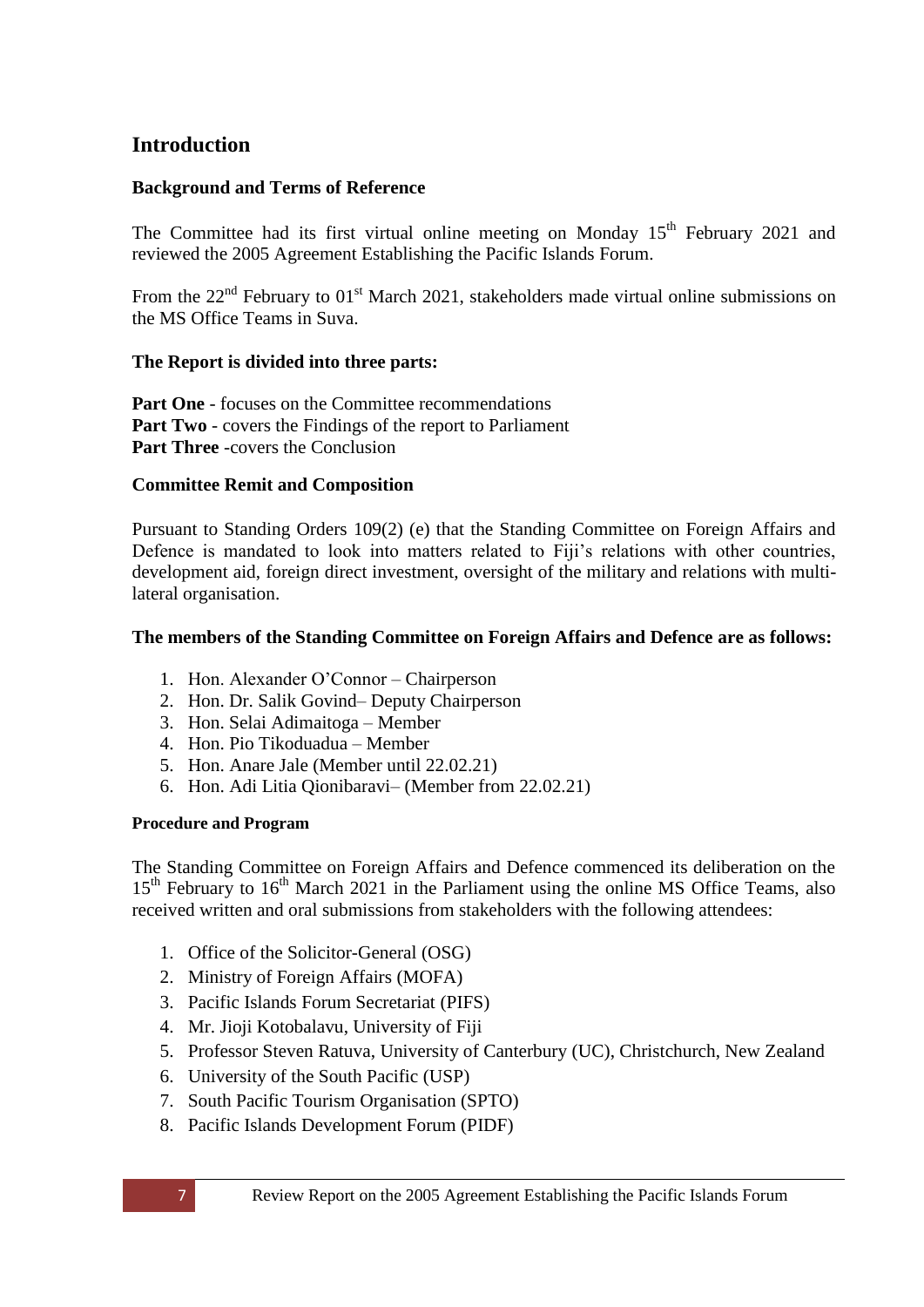## Introduction

### Background and Terms of Reference

The Committee had its first virtual online meeting on Monday 15th February 2021 and reviewed the 2005 Agreement Establishing the Pacific Islands Forum.

From the 22nd February to 01st March 2021, stakeholders made virtual online submissions on the MS Office Teams in Suva.

### The Report is divided into three parts:

**Part One** - focuses on the Committee recommendations
**Part Two** - covers the Findings of the report to Parliament
**Part Three** -covers the Conclusion

### Committee Remit and Composition

Pursuant to Standing Orders 109(2) (e) that the Standing Committee on Foreign Affairs and Defence is mandated to look into matters related to Fiji's relations with other countries, development aid, foreign direct investment, oversight of the military and relations with multi-lateral organisation.

### The members of the Standing Committee on Foreign Affairs and Defence are as follows:

1. Hon. Alexander O'Connor – Chairperson
2. Hon. Dr. Salik Govind– Deputy Chairperson
3. Hon. Selai Adimaitoga – Member
4. Hon. Pio Tikoduadua – Member
5. Hon. Anare Jale (Member until 22.02.21)
6. Hon. Adi Litia Qionibaravi– (Member from 22.02.21)

#### Procedure and Program

The Standing Committee on Foreign Affairs and Defence commenced its deliberation on the 15th February to 16th March 2021 in the Parliament using the online MS Office Teams, also received written and oral submissions from stakeholders with the following attendees:

1. Office of the Solicitor-General (OSG)
2. Ministry of Foreign Affairs (MOFA)
3. Pacific Islands Forum Secretariat (PIFS)
4. Mr. Jioji Kotobalavu, University of Fiji
5. Professor Steven Ratuva, University of Canterbury (UC), Christchurch, New Zealand
6. University of the South Pacific (USP)
7. South Pacific Tourism Organisation (SPTO)
8. Pacific Islands Development Forum (PIDF)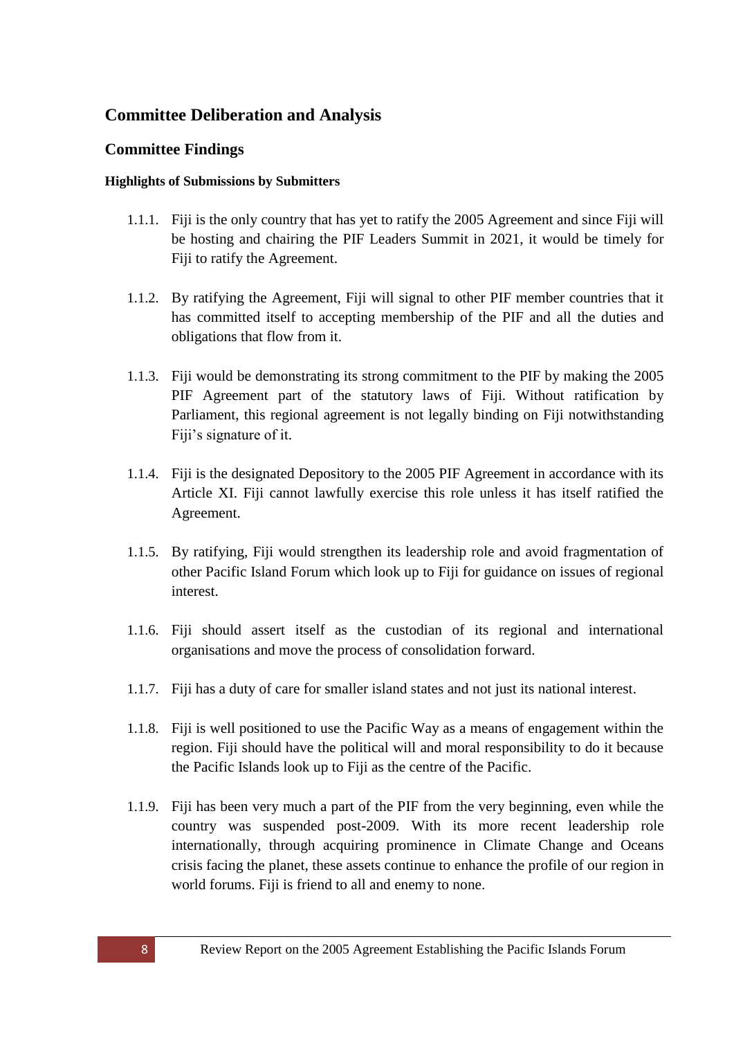## Committee Deliberation and Analysis

### Committee Findings

#### Highlights of Submissions by Submitters

1.1.1. Fiji is the only country that has yet to ratify the 2005 Agreement and since Fiji will be hosting and chairing the PIF Leaders Summit in 2021, it would be timely for Fiji to ratify the Agreement.

1.1.2. By ratifying the Agreement, Fiji will signal to other PIF member countries that it has committed itself to accepting membership of the PIF and all the duties and obligations that flow from it.

1.1.3. Fiji would be demonstrating its strong commitment to the PIF by making the 2005 PIF Agreement part of the statutory laws of Fiji. Without ratification by Parliament, this regional agreement is not legally binding on Fiji notwithstanding Fiji's signature of it.

1.1.4. Fiji is the designated Depository to the 2005 PIF Agreement in accordance with its Article XI. Fiji cannot lawfully exercise this role unless it has itself ratified the Agreement.

1.1.5. By ratifying, Fiji would strengthen its leadership role and avoid fragmentation of other Pacific Island Forum which look up to Fiji for guidance on issues of regional interest.

1.1.6. Fiji should assert itself as the custodian of its regional and international organisations and move the process of consolidation forward.

1.1.7. Fiji has a duty of care for smaller island states and not just its national interest.

1.1.8. Fiji is well positioned to use the Pacific Way as a means of engagement within the region. Fiji should have the political will and moral responsibility to do it because the Pacific Islands look up to Fiji as the centre of the Pacific.

1.1.9. Fiji has been very much a part of the PIF from the very beginning, even while the country was suspended post-2009. With its more recent leadership role internationally, through acquiring prominence in Climate Change and Oceans crisis facing the planet, these assets continue to enhance the profile of our region in world forums. Fiji is friend to all and enemy to none.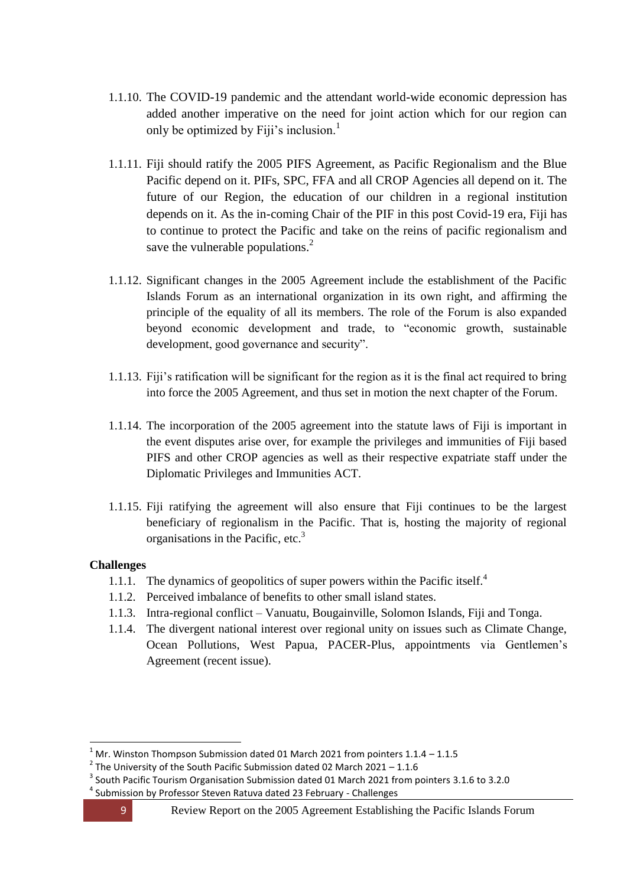1.1.10. The COVID-19 pandemic and the attendant world-wide economic depression has added another imperative on the need for joint action which for our region can only be optimized by Fiji's inclusion.[1]

1.1.11. Fiji should ratify the 2005 PIFS Agreement, as Pacific Regionalism and the Blue Pacific depend on it. PIFs, SPC, FFA and all CROP Agencies all depend on it. The future of our Region, the education of our children in a regional institution depends on it. As the in-coming Chair of the PIF in this post Covid-19 era, Fiji has to continue to protect the Pacific and take on the reins of pacific regionalism and save the vulnerable populations.[2]

1.1.12. Significant changes in the 2005 Agreement include the establishment of the Pacific Islands Forum as an international organization in its own right, and affirming the principle of the equality of all its members. The role of the Forum is also expanded beyond economic development and trade, to "economic growth, sustainable development, good governance and security".

1.1.13. Fiji's ratification will be significant for the region as it is the final act required to bring into force the 2005 Agreement, and thus set in motion the next chapter of the Forum.

1.1.14. The incorporation of the 2005 agreement into the statute laws of Fiji is important in the event disputes arise over, for example the privileges and immunities of Fiji based PIFS and other CROP agencies as well as their respective expatriate staff under the Diplomatic Privileges and Immunities ACT.

1.1.15. Fiji ratifying the agreement will also ensure that Fiji continues to be the largest beneficiary of regionalism in the Pacific. That is, hosting the majority of regional organisations in the Pacific, etc.[3]

**Challenges**

1.1.1. The dynamics of geopolitics of super powers within the Pacific itself.[4]

1.1.2. Perceived imbalance of benefits to other small island states.

1.1.3. Intra-regional conflict – Vanuatu, Bougainville, Solomon Islands, Fiji and Tonga.

1.1.4. The divergent national interest over regional unity on issues such as Climate Change, Ocean Pollutions, West Papua, PACER-Plus, appointments via Gentlemen's Agreement (recent issue).

---

[1] Mr. Winston Thompson Submission dated 01 March 2021 from pointers 1.1.4 – 1.1.5

[2] The University of the South Pacific Submission dated 02 March 2021 – 1.1.6

[3] South Pacific Tourism Organisation Submission dated 01 March 2021 from pointers 3.1.6 to 3.2.0

[4] Submission by Professor Steven Ratuva dated 23 February - Challenges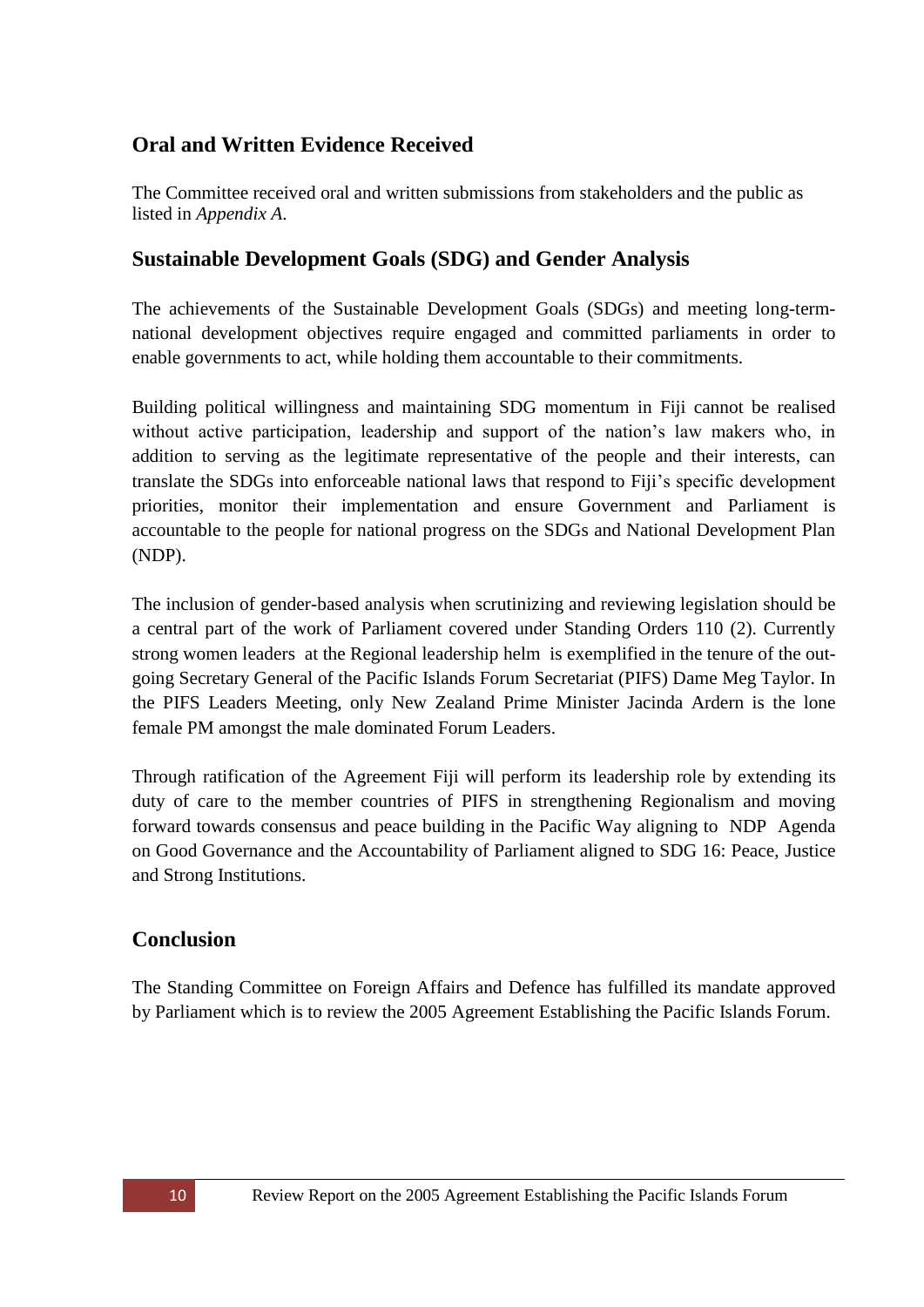## Oral and Written Evidence Received

The Committee received oral and written submissions from stakeholders and the public as listed in *Appendix A*.

## Sustainable Development Goals (SDG) and Gender Analysis

The achievements of the Sustainable Development Goals (SDGs) and meeting long-term-national development objectives require engaged and committed parliaments in order to enable governments to act, while holding them accountable to their commitments.

Building political willingness and maintaining SDG momentum in Fiji cannot be realised without active participation, leadership and support of the nation's law makers who, in addition to serving as the legitimate representative of the people and their interests, can translate the SDGs into enforceable national laws that respond to Fiji's specific development priorities, monitor their implementation and ensure Government and Parliament is accountable to the people for national progress on the SDGs and National Development Plan (NDP).

The inclusion of gender-based analysis when scrutinizing and reviewing legislation should be a central part of the work of Parliament covered under Standing Orders 110 (2). Currently strong women leaders at the Regional leadership helm is exemplified in the tenure of the out-going Secretary General of the Pacific Islands Forum Secretariat (PIFS) Dame Meg Taylor. In the PIFS Leaders Meeting, only New Zealand Prime Minister Jacinda Ardern is the lone female PM amongst the male dominated Forum Leaders.

Through ratification of the Agreement Fiji will perform its leadership role by extending its duty of care to the member countries of PIFS in strengthening Regionalism and moving forward towards consensus and peace building in the Pacific Way aligning to NDP Agenda on Good Governance and the Accountability of Parliament aligned to SDG 16: Peace, Justice and Strong Institutions.

## Conclusion

The Standing Committee on Foreign Affairs and Defence has fulfilled its mandate approved by Parliament which is to review the 2005 Agreement Establishing the Pacific Islands Forum.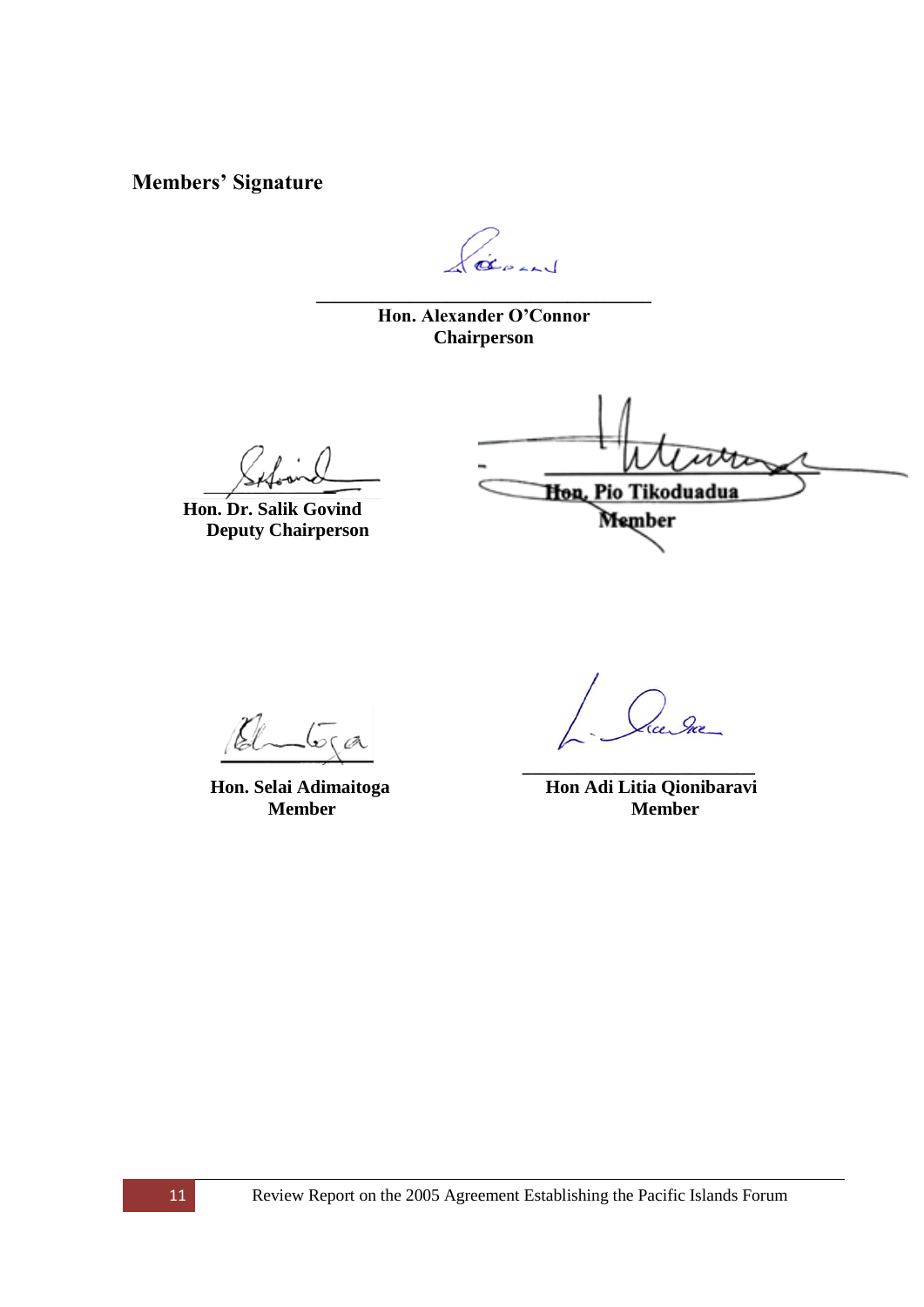**Members' Signature**

**Hon. Alexander O'Connor**
**Chairperson**

**Hon. Dr. Salik Govind**
**Deputy Chairperson**

**Hon. Pio Tikoduadua**
**Member**

**Hon. Selai Adimaitoga**
**Member**

**Hon Adi Litia Qionibaravi**
**Member**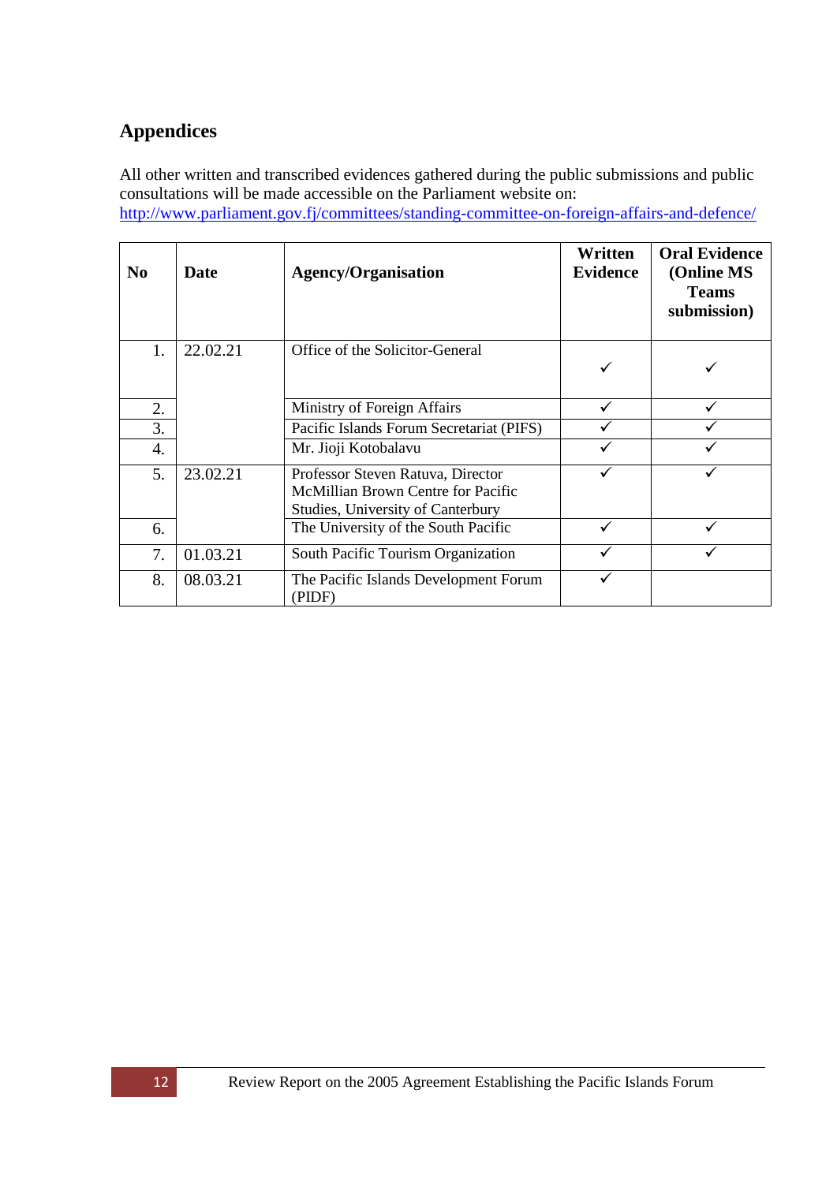## Appendices

All other written and transcribed evidences gathered during the public submissions and public consultations will be made accessible on the Parliament website on: http://www.parliament.gov.fj/committees/standing-committee-on-foreign-affairs-and-defence/

| No | Date | Agency/Organisation | Written Evidence | Oral Evidence (Online MS Teams submission) |
|---|---|---|---|---|
| 1. | 22.02.21 | Office of the Solicitor-General | ✓ | ✓ |
| 2. | | Ministry of Foreign Affairs | ✓ | ✓ |
| 3. | | Pacific Islands Forum Secretariat (PIFS) | ✓ | ✓ |
| 4. | | Mr. Jioji Kotobalavu | ✓ | ✓ |
| 5. | 23.02.21 | Professor Steven Ratuva, Director McMillian Brown Centre for Pacific Studies, University of Canterbury | ✓ | ✓ |
| 6. | | The University of the South Pacific | ✓ | ✓ |
| 7. | 01.03.21 | South Pacific Tourism Organization | ✓ | ✓ |
| 8. | 08.03.21 | The Pacific Islands Development Forum (PIDF) | ✓ | |